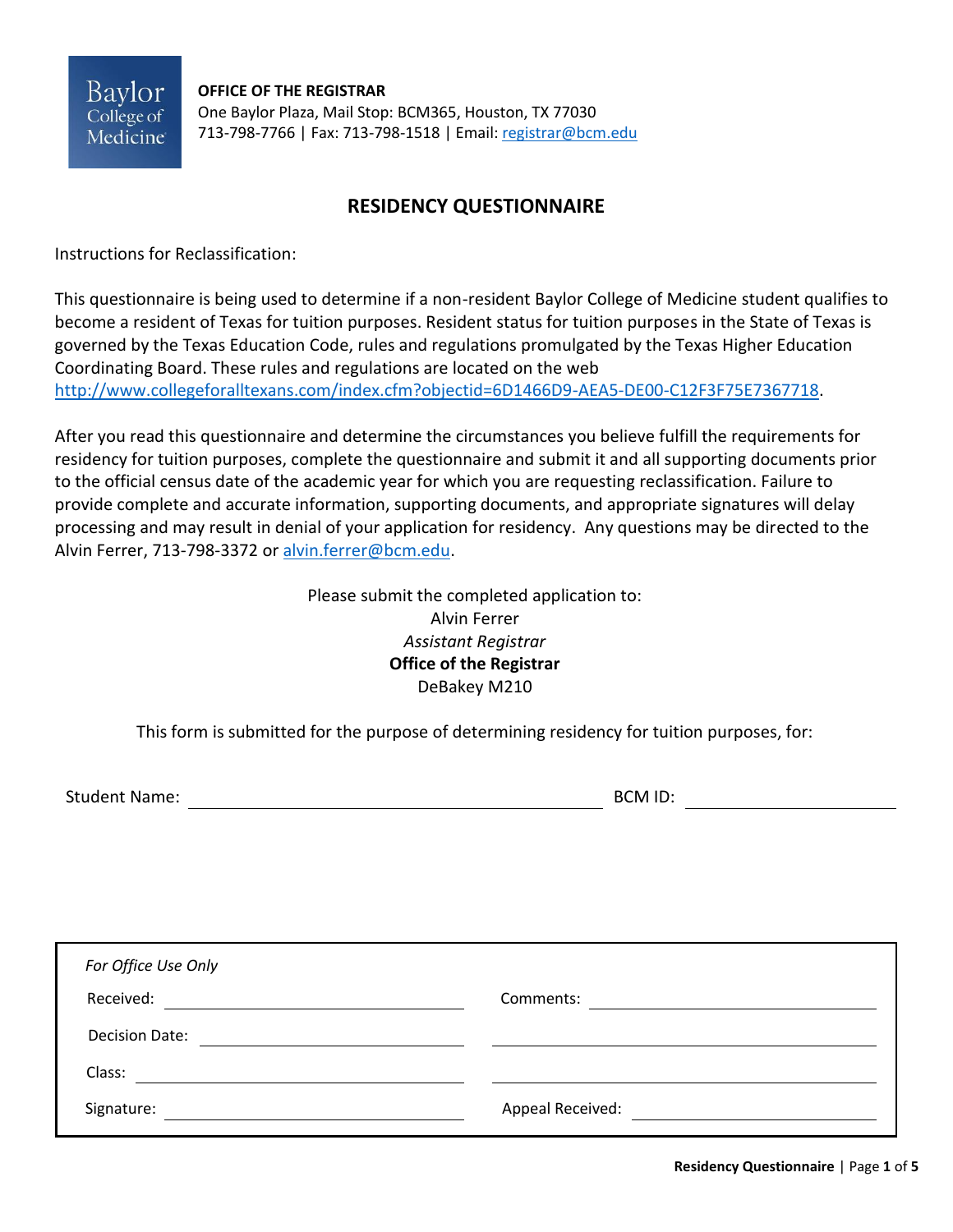**OFFICE OF THE REGISTRAR**
One Baylor Plaza, Mail Stop: BCM365, Houston, TX 77030
713-798-7766 | Fax: 713-798-1518 | Email: registrar@bcm.edu

# RESIDENCY QUESTIONNAIRE

Instructions for Reclassification:

This questionnaire is being used to determine if a non-resident Baylor College of Medicine student qualifies to become a resident of Texas for tuition purposes. Resident status for tuition purposes in the State of Texas is governed by the Texas Education Code, rules and regulations promulgated by the Texas Higher Education Coordinating Board. These rules and regulations are located on the web http://www.collegeforalltexans.com/index.cfm?objectid=6D1466D9-AEA5-DE00-C12F3F75E7367718.

After you read this questionnaire and determine the circumstances you believe fulfill the requirements for residency for tuition purposes, complete the questionnaire and submit it and all supporting documents prior to the official census date of the academic year for which you are requesting reclassification. Failure to provide complete and accurate information, supporting documents, and appropriate signatures will delay processing and may result in denial of your application for residency. Any questions may be directed to the Alvin Ferrer, 713-798-3372 or alvin.ferrer@bcm.edu.

Please submit the completed application to:
Alvin Ferrer
*Assistant Registrar*
**Office of the Registrar**
DeBakey M210

This form is submitted for the purpose of determining residency for tuition purposes, for:

Student Name: ______________________________ BCM ID: ______________

*For Office Use Only*

| | |
|---|---|
| Received: ______________ | Comments: ______________ |
| Decision Date: ______________ | ______________ |
| Class: ______________ | ______________ |
| Signature: ______________ | Appeal Received: ______________ |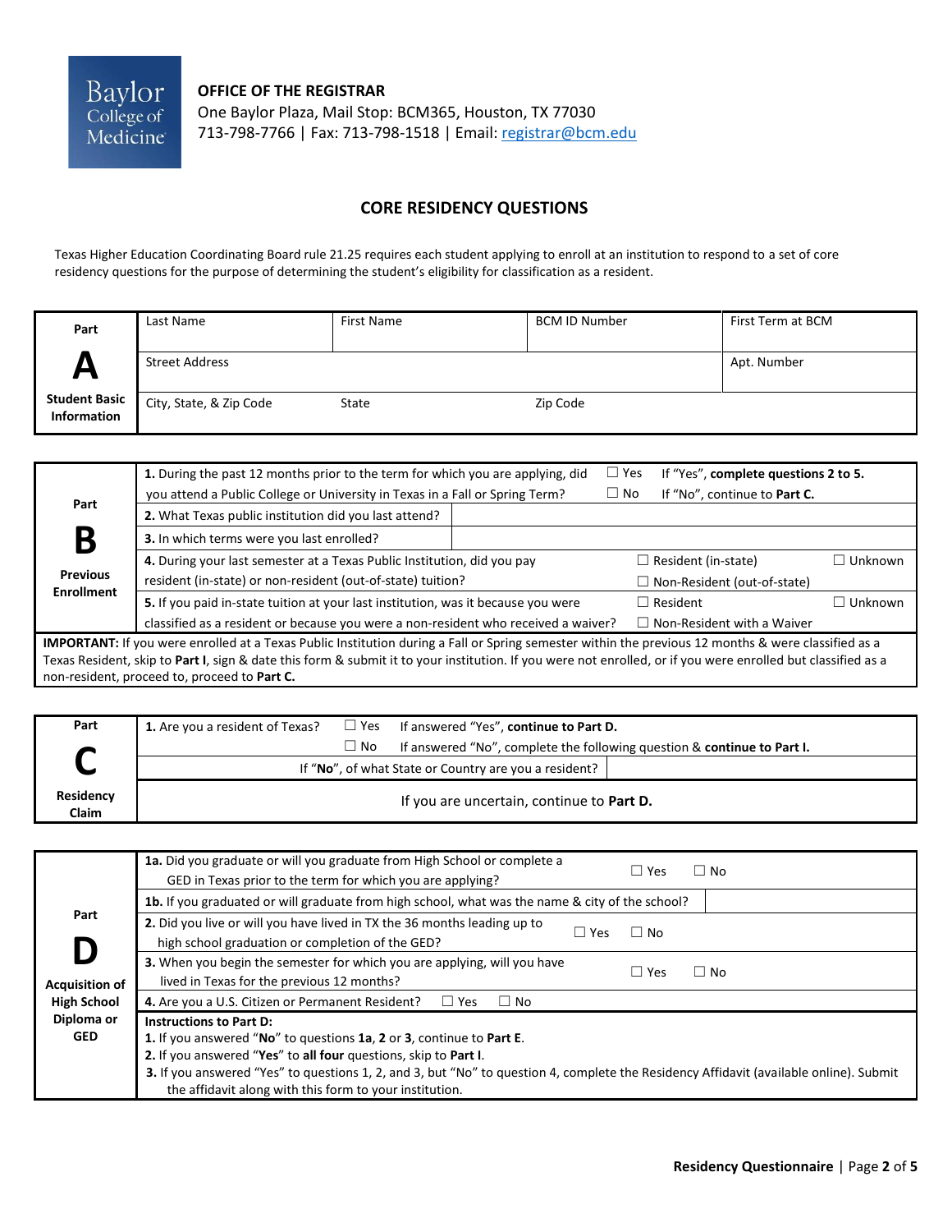Baylor College of Medicine

**OFFICE OF THE REGISTRAR**
One Baylor Plaza, Mail Stop: BCM365, Houston, TX 77030
713-798-7766 | Fax: 713-798-1518 | Email: registrar@bcm.edu

## CORE RESIDENCY QUESTIONS

Texas Higher Education Coordinating Board rule 21.25 requires each student applying to enroll at an institution to respond to a set of core residency questions for the purpose of determining the student's eligibility for classification as a resident.

| Part A – Student Basic Information | | | | |
|---|---|---|---|---|
| | Last Name | First Name | BCM ID Number | First Term at BCM |
| | Street Address | | | Apt. Number |
| | City, State, & Zip Code | State | Zip Code | |

| Part B – Previous Enrollment | | |
|---|---|---|
| **1.** During the past 12 months prior to the term for which you are applying, did you attend a Public College or University in Texas in a Fall or Spring Term? | ☐ Yes ☐ No | If "Yes", **complete questions 2 to 5.** If "No", continue to **Part C.** |
| **2.** What Texas public institution did you last attend? | | |
| **3.** In which terms were you last enrolled? | | |
| **4.** During your last semester at a Texas Public Institution, did you pay resident (in-state) or non-resident (out-of-state) tuition? | ☐ Resident (in-state) ☐ Non-Resident (out-of-state) | ☐ Unknown |
| **5.** If you paid in-state tuition at your last institution, was it because you were classified as a resident or because you were a non-resident who received a waiver? | ☐ Resident ☐ Non-Resident with a Waiver | ☐ Unknown |

**IMPORTANT:** If you were enrolled at a Texas Public Institution during a Fall or Spring semester within the previous 12 months & were classified as a Texas Resident, skip to **Part I**, sign & date this form & submit it to your institution. If you were not enrolled, or if you were enrolled but classified as a non-resident, proceed to, proceed to **Part C.**

| Part C – Residency Claim | | |
|---|---|---|
| **1.** Are you a resident of Texas? | ☐ Yes | If answered "Yes", **continue to Part D.** |
| | ☐ No | If answered "No", complete the following question & **continue to Part I.** |
| If "**No**", of what State or Country are you a resident? | | |
| If you are uncertain, continue to **Part D.** | | |

| Part D – Acquisition of High School Diploma or GED | |
|---|---|
| **1a.** Did you graduate or will you graduate from High School or complete a GED in Texas prior to the term for which you are applying? | ☐ Yes ☐ No |
| **1b.** If you graduated or will graduate from high school, what was the name & city of the school? | |
| **2.** Did you live or will you have lived in TX the 36 months leading up to high school graduation or completion of the GED? | ☐ Yes ☐ No |
| **3.** When you begin the semester for which you are applying, will you have lived in Texas for the previous 12 months? | ☐ Yes ☐ No |
| **4.** Are you a U.S. Citizen or Permanent Resident? | ☐ Yes ☐ No |

**Instructions to Part D:**

1. If you answered "**No**" to questions **1a**, **2** or **3**, continue to **Part E**.
2. If you answered "**Yes**" to **all four** questions, skip to **Part I**.
3. If you answered "Yes" to questions 1, 2, and 3, but "No" to question 4, complete the Residency Affidavit (available online). Submit the affidavit along with this form to your institution.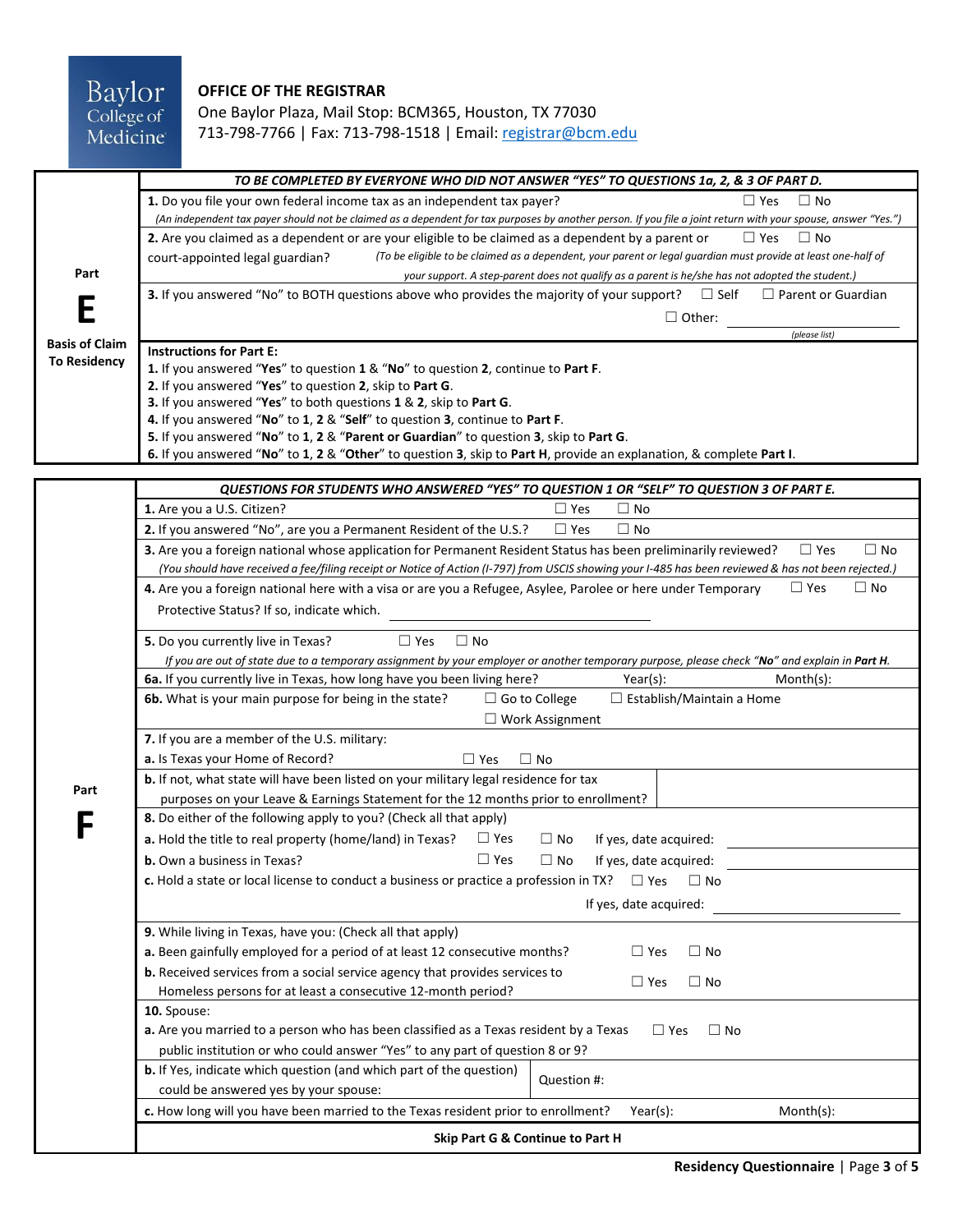**Baylor College of Medicine**

**OFFICE OF THE REGISTRAR**
One Baylor Plaza, Mail Stop: BCM365, Houston, TX 77030
713-798-7766 | Fax: 713-798-1518 | Email: registrar@bcm.edu

## Part E — Basis of Claim To Residency

***TO BE COMPLETED BY EVERYONE WHO DID NOT ANSWER "YES" TO QUESTIONS 1a, 2, & 3 OF PART D.***

**1.** Do you file your own federal income tax as an independent tax payer? ☐ Yes ☐ No

*(An independent tax payer should not be claimed as a dependent for tax purposes by another person. If you file a joint return with your spouse, answer "Yes.")*

**2.** Are you claimed as a dependent or are your eligible to be claimed as a dependent by a parent or court-appointed legal guardian? ☐ Yes ☐ No

*(To be eligible to be claimed as a dependent, your parent or legal guardian must provide at least one-half of your support. A step-parent does not qualify as a parent is he/she has not adopted the student.)*

**3.** If you answered "No" to BOTH questions above who provides the majority of your support? ☐ Self ☐ Parent or Guardian ☐ Other: ________________ *(please list)*

**Instructions for Part E:**

1. If you answered "**Yes**" to question **1** & "**No**" to question **2**, continue to **Part F**.
2. If you answered "**Yes**" to question **2**, skip to **Part G**.
3. If you answered "**Yes**" to both questions **1** & **2**, skip to **Part G**.
4. If you answered "**No**" to **1**, **2** & "**Self**" to question **3**, continue to **Part F**.
5. If you answered "**No**" to **1**, **2** & "**Parent or Guardian**" to question **3**, skip to **Part G**.
6. If you answered "**No**" to **1**, **2** & "**Other**" to question **3**, skip to **Part H**, provide an explanation, & complete **Part I**.

## Part F

***QUESTIONS FOR STUDENTS WHO ANSWERED "YES" TO QUESTION 1 OR "SELF" TO QUESTION 3 OF PART E.***

**1.** Are you a U.S. Citizen? ☐ Yes ☐ No

**2.** If you answered "No", are you a Permanent Resident of the U.S.? ☐ Yes ☐ No

**3.** Are you a foreign national whose application for Permanent Resident Status has been preliminarily reviewed? ☐ Yes ☐ No

*(You should have received a fee/filing receipt or Notice of Action (I-797) from USCIS showing your I-485 has been reviewed & has not been rejected.)*

**4.** Are you a foreign national here with a visa or are you a Refugee, Asylee, Parolee or here under Temporary Protective Status? If so, indicate which. ________________ ☐ Yes ☐ No

**5.** Do you currently live in Texas? ☐ Yes ☐ No

*If you are out of state due to a temporary assignment by your employer or another temporary purpose, please check "**No**" and explain in **Part H**.*

**6a.** If you currently live in Texas, how long have you been living here? Year(s): ______ Month(s): ______

**6b.** What is your main purpose for being in the state? ☐ Go to College ☐ Establish/Maintain a Home ☐ Work Assignment

**7.** If you are a member of the U.S. military:

**a.** Is Texas your Home of Record? ☐ Yes ☐ No

**b.** If not, what state will have been listed on your military legal residence for tax purposes on your Leave & Earnings Statement for the 12 months prior to enrollment? ________________

**8.** Do either of the following apply to you? (Check all that apply)

**a.** Hold the title to real property (home/land) in Texas? ☐ Yes ☐ No If yes, date acquired: ________________

**b.** Own a business in Texas? ☐ Yes ☐ No If yes, date acquired: ________________

**c.** Hold a state or local license to conduct a business or practice a profession in TX? ☐ Yes ☐ No If yes, date acquired: ________________

**9.** While living in Texas, have you: (Check all that apply)

**a.** Been gainfully employed for a period of at least 12 consecutive months? ☐ Yes ☐ No

**b.** Received services from a social service agency that provides services to Homeless persons for at least a consecutive 12-month period? ☐ Yes ☐ No

**10.** Spouse:

**a.** Are you married to a person who has been classified as a Texas resident by a Texas public institution or who could answer "Yes" to any part of question 8 or 9? ☐ Yes ☐ No

**b.** If Yes, indicate which question (and which part of the question) could be answered yes by your spouse: Question #: ______

**c.** How long will you have been married to the Texas resident prior to enrollment? Year(s): ______ Month(s): ______

**Skip Part G & Continue to Part H**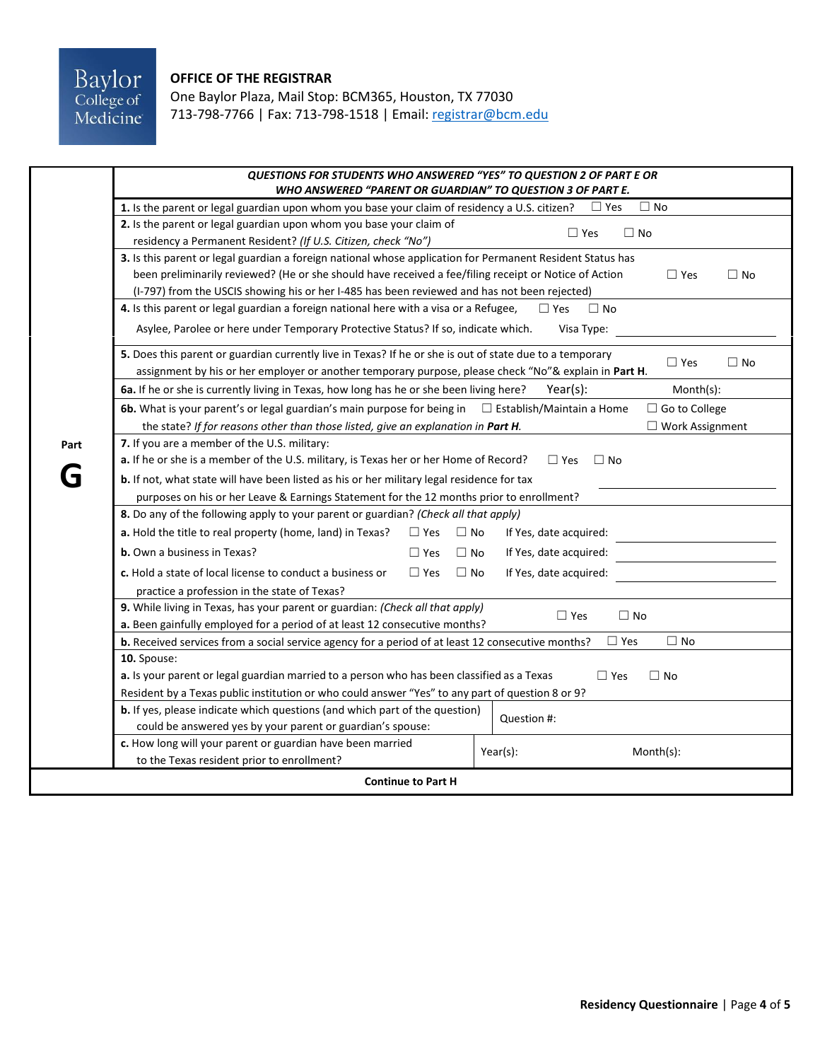**OFFICE OF THE REGISTRAR**
One Baylor Plaza, Mail Stop: BCM365, Houston, TX 77030
713-798-7766 | Fax: 713-798-1518 | Email: registrar@bcm.edu

## Part G

***QUESTIONS FOR STUDENTS WHO ANSWERED "YES" TO QUESTION 2 OF PART E OR WHO ANSWERED "PARENT OR GUARDIAN" TO QUESTION 3 OF PART E.***

**1.** Is the parent or legal guardian upon whom you base your claim of residency a U.S. citizen? ☐ Yes ☐ No

**2.** Is the parent or legal guardian upon whom you base your claim of residency a Permanent Resident? *(If U.S. Citizen, check "No")* ☐ Yes ☐ No

**3.** Is this parent or legal guardian a foreign national whose application for Permanent Resident Status has been preliminarily reviewed? (He or she should have received a fee/filing receipt or Notice of Action (I-797) from the USCIS showing his or her I-485 has been reviewed and has not been rejected) ☐ Yes ☐ No

**4.** Is this parent or legal guardian a foreign national here with a visa or a Refugee, Asylee, Parolee or here under Temporary Protective Status? If so, indicate which. ☐ Yes ☐ No Visa Type: ____________________

**5.** Does this parent or guardian currently live in Texas? If he or she is out of state due to a temporary assignment by his or her employer or another temporary purpose, please check "No"& explain in **Part H**. ☐ Yes ☐ No

**6a.** If he or she is currently living in Texas, how long has he or she been living here? Year(s): Month(s):

**6b.** What is your parent's or legal guardian's main purpose for being in the state? *If for reasons other than those listed, give an explanation in* ***Part H.*** ☐ Establish/Maintain a Home ☐ Go to College ☐ Work Assignment

**7.** If you are a member of the U.S. military:

**a.** If he or she is a member of the U.S. military, is Texas her or her Home of Record? ☐ Yes ☐ No

**b.** If not, what state will have been listed as his or her military legal residence for tax purposes on his or her Leave & Earnings Statement for the 12 months prior to enrollment? ____________________

**8.** Do any of the following apply to your parent or guardian? *(Check all that apply)*

**a.** Hold the title to real property (home, land) in Texas? ☐ Yes ☐ No If Yes, date acquired: ____________________

**b.** Own a business in Texas? ☐ Yes ☐ No If Yes, date acquired: ____________________

**c.** Hold a state of local license to conduct a business or practice a profession in the state of Texas? ☐ Yes ☐ No If Yes, date acquired: ____________________

**9.** While living in Texas, has your parent or guardian: *(Check all that apply)*

**a.** Been gainfully employed for a period of at least 12 consecutive months? ☐ Yes ☐ No

**b.** Received services from a social service agency for a period of at least 12 consecutive months? ☐ Yes ☐ No

**10.** Spouse:

**a.** Is your parent or legal guardian married to a person who has been classified as a Texas Resident by a Texas public institution or who could answer "Yes" to any part of question 8 or 9? ☐ Yes ☐ No

**b.** If yes, please indicate which questions (and which part of the question) could be answered yes by your parent or guardian's spouse: Question #:

**c.** How long will your parent or guardian have been married to the Texas resident prior to enrollment? Year(s): Month(s):

**Continue to Part H**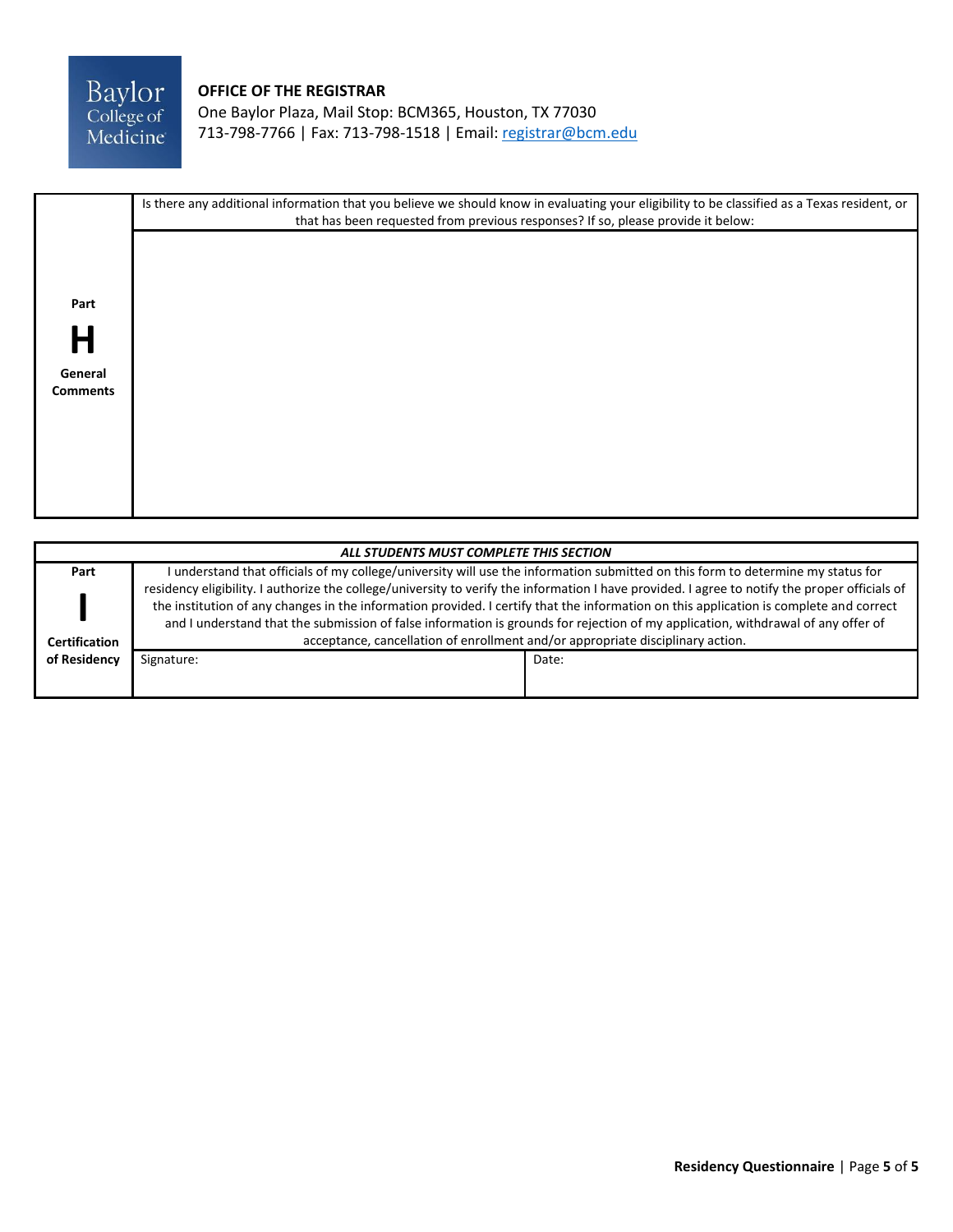**OFFICE OF THE REGISTRAR**
One Baylor Plaza, Mail Stop: BCM365, Houston, TX 77030
713-798-7766 | Fax: 713-798-1518 | Email: registrar@bcm.edu

| | |
|---|---|
| **Part H General Comments** | Is there any additional information that you believe we should know in evaluating your eligibility to be classified as a Texas resident, or that has been requested from previous responses? If so, please provide it below: |
| | |

| | | |
|---|---|---|
| | ***ALL STUDENTS MUST COMPLETE THIS SECTION*** | |
| **Part I Certification of Residency** | I understand that officials of my college/university will use the information submitted on this form to determine my status for residency eligibility. I authorize the college/university to verify the information I have provided. I agree to notify the proper officials of the institution of any changes in the information provided. I certify that the information on this application is complete and correct and I understand that the submission of false information is grounds for rejection of my application, withdrawal of any offer of acceptance, cancellation of enrollment and/or appropriate disciplinary action. | |
| | Signature: | Date: |